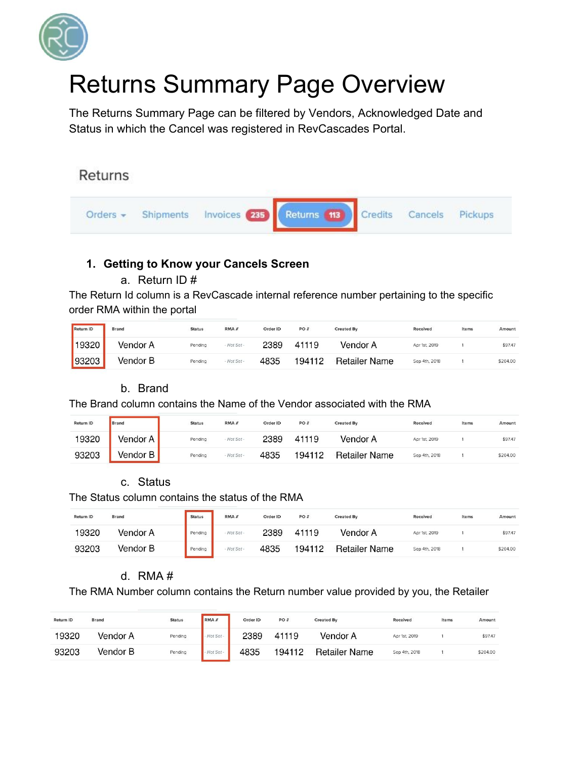# Returns Summary Page Overview

The Returns Summary Page can be filtered by Vendors, Acknowledged Date and Status in which the Cancel was registered in RevCascades Portal.

Returns

Orders ▾ | Shipments | Invoices 235 | Returns 113 | Credits | Cancels | Pickups

1. **Getting to Know your Cancels Screen**
   a. Return ID #

The Return Id column is a RevCascade internal reference number pertaining to the specific order RMA within the portal

| Return ID | Brand | Status | RMA # | Order ID | PO # | Created By | Received | Items | Amount |
|---|---|---|---|---|---|---|---|---|---|
| 19320 | Vendor A | Pending | - Not Set - | 2389 | 41119 | Vendor A | Apr 1st, 2019 | 1 | $97.47 |
| 93203 | Vendor B | Pending | - Not Set - | 4835 | 194112 | Retailer Name | Sep 4th, 2018 | 1 | $204.00 |

   b. Brand

The Brand column contains the Name of the Vendor associated with the RMA

| Return ID | Brand | Status | RMA # | Order ID | PO # | Created By | Received | Items | Amount |
|---|---|---|---|---|---|---|---|---|---|
| 19320 | Vendor A | Pending | - Not Set - | 2389 | 41119 | Vendor A | Apr 1st, 2019 | 1 | $97.47 |
| 93203 | Vendor B | Pending | - Not Set - | 4835 | 194112 | Retailer Name | Sep 4th, 2018 | 1 | $204.00 |

   c. Status

The Status column contains the status of the RMA

| Return ID | Brand | Status | RMA # | Order ID | PO # | Created By | Received | Items | Amount |
|---|---|---|---|---|---|---|---|---|---|
| 19320 | Vendor A | Pending | - Not Set - | 2389 | 41119 | Vendor A | Apr 1st, 2019 | 1 | $97.47 |
| 93203 | Vendor B | Pending | - Not Set - | 4835 | 194112 | Retailer Name | Sep 4th, 2018 | 1 | $204.00 |

   d. RMA #

The RMA Number column contains the Return number value provided by you, the Retailer

| Return ID | Brand | Status | RMA # | Order ID | PO # | Created By | Received | Items | Amount |
|---|---|---|---|---|---|---|---|---|---|
| 19320 | Vendor A | Pending | - Not Set - | 2389 | 41119 | Vendor A | Apr 1st, 2019 | 1 | $97.47 |
| 93203 | Vendor B | Pending | - Not Set - | 4835 | 194112 | Retailer Name | Sep 4th, 2018 | 1 | $204.00 |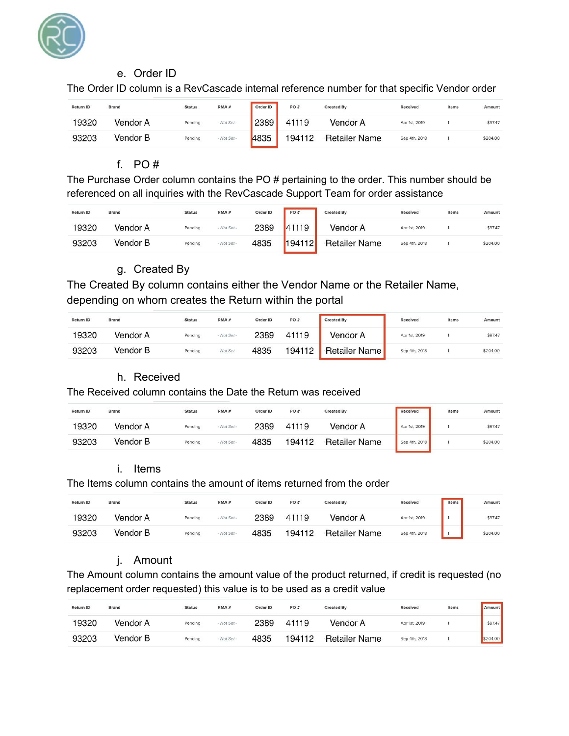e. Order ID

The Order ID column is a RevCascade internal reference number for that specific Vendor order

| Return ID | Brand | Status | RMA # | Order ID | PO # | Created By | Received | Items | Amount |
|---|---|---|---|---|---|---|---|---|---|
| 19320 | Vendor A | Pending | - Not Set - | 2389 | 41119 | Vendor A | Apr 1st, 2019 | 1 | $97.47 |
| 93203 | Vendor B | Pending | - Not Set - | 4835 | 194112 | Retailer Name | Sep 4th, 2018 | 1 | $204.00 |

f. PO #

The Purchase Order column contains the PO # pertaining to the order. This number should be referenced on all inquiries with the RevCascade Support Team for order assistance

| Return ID | Brand | Status | RMA # | Order ID | PO # | Created By | Received | Items | Amount |
|---|---|---|---|---|---|---|---|---|---|
| 19320 | Vendor A | Pending | - Not Set - | 2389 | 41119 | Vendor A | Apr 1st, 2019 | 1 | $97.47 |
| 93203 | Vendor B | Pending | - Not Set - | 4835 | 194112 | Retailer Name | Sep 4th, 2018 | 1 | $204.00 |

g. Created By

The Created By column contains either the Vendor Name or the Retailer Name, depending on whom creates the Return within the portal

| Return ID | Brand | Status | RMA # | Order ID | PO # | Created By | Received | Items | Amount |
|---|---|---|---|---|---|---|---|---|---|
| 19320 | Vendor A | Pending | - Not Set - | 2389 | 41119 | Vendor A | Apr 1st, 2019 | 1 | $97.47 |
| 93203 | Vendor B | Pending | - Not Set - | 4835 | 194112 | Retailer Name | Sep 4th, 2018 | 1 | $204.00 |

h. Received

The Received column contains the Date the Return was received

| Return ID | Brand | Status | RMA # | Order ID | PO # | Created By | Received | Items | Amount |
|---|---|---|---|---|---|---|---|---|---|
| 19320 | Vendor A | Pending | - Not Set - | 2389 | 41119 | Vendor A | Apr 1st, 2019 | 1 | $97.47 |
| 93203 | Vendor B | Pending | - Not Set - | 4835 | 194112 | Retailer Name | Sep 4th, 2018 | 1 | $204.00 |

i. Items

The Items column contains the amount of items returned from the order

| Return ID | Brand | Status | RMA # | Order ID | PO # | Created By | Received | Items | Amount |
|---|---|---|---|---|---|---|---|---|---|
| 19320 | Vendor A | Pending | - Not Set - | 2389 | 41119 | Vendor A | Apr 1st, 2019 | 1 | $97.47 |
| 93203 | Vendor B | Pending | - Not Set - | 4835 | 194112 | Retailer Name | Sep 4th, 2018 | 1 | $204.00 |

j. Amount

The Amount column contains the amount value of the product returned, if credit is requested (no replacement order requested) this value is to be used as a credit value

| Return ID | Brand | Status | RMA # | Order ID | PO # | Created By | Received | Items | Amount |
|---|---|---|---|---|---|---|---|---|---|
| 19320 | Vendor A | Pending | - Not Set - | 2389 | 41119 | Vendor A | Apr 1st, 2019 | 1 | $97.47 |
| 93203 | Vendor B | Pending | - Not Set - | 4835 | 194112 | Retailer Name | Sep 4th, 2018 | 1 | $204.00 |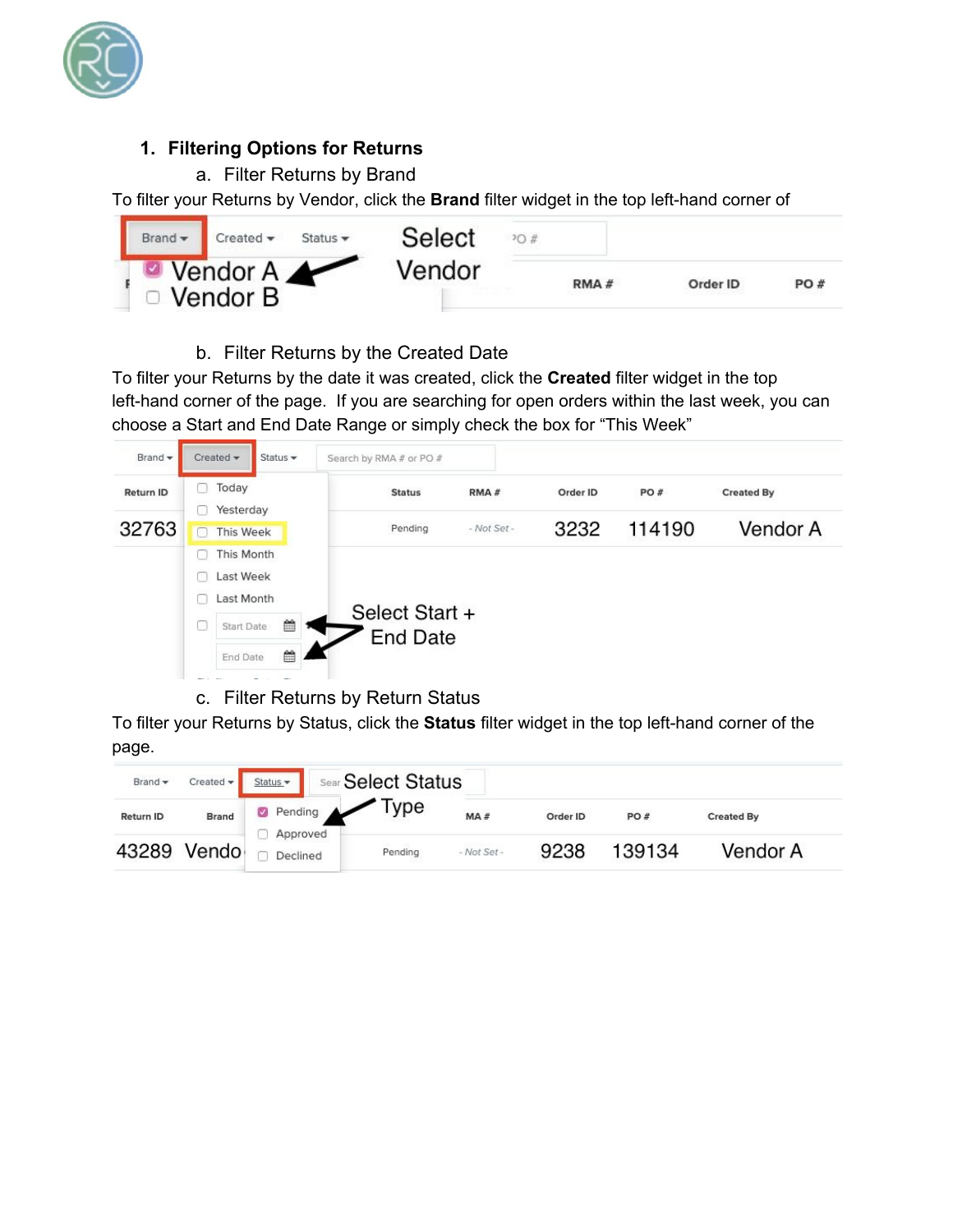1. **Filtering Options for Returns**

   a. Filter Returns by Brand

To filter your Returns by Vendor, click the **Brand** filter widget in the top left-hand corner of

   b. Filter Returns by the Created Date

To filter your Returns by the date it was created, click the **Created** filter widget in the top left-hand corner of the page. If you are searching for open orders within the last week, you can choose a Start and End Date Range or simply check the box for "This Week"

   c. Filter Returns by Return Status

To filter your Returns by Status, click the **Status** filter widget in the top left-hand corner of the page.